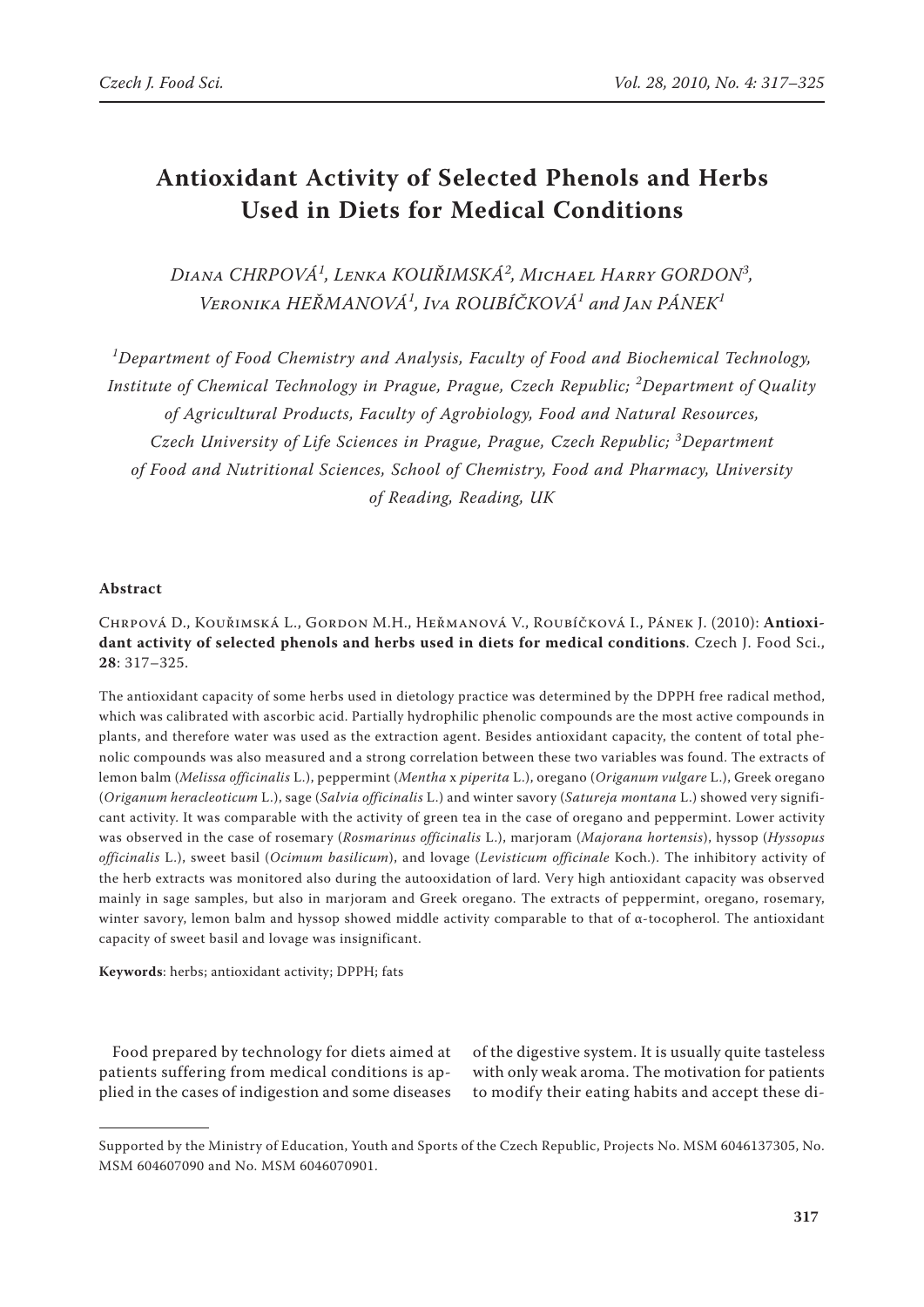# Antioxidant Activity of Selected Phenols and Herbs Used in Diets for Medical Conditions

*Diana CHRPOVÁ[1], Lenka KOUŘIMSKÁ[2], Michael Harry GORDON[3], Veronika HEŘMANOVÁ[1], Iva ROUBÍČKOVÁ[1] and Jan PÁNEK[1]*

*[1]Department of Food Chemistry and Analysis, Faculty of Food and Biochemical Technology, Institute of Chemical Technology in Prague, Prague, Czech Republic; [2]Department of Quality of Agricultural Products, Faculty of Agrobiology, Food and Natural Resources, Czech University of Life Sciences in Prague, Prague, Czech Republic; [3]Department of Food and Nutritional Sciences, School of Chemistry, Food and Pharmacy, University of Reading, Reading, UK*

## Abstract

Chrpová D., Kouřimská L., Gordon M.H., Heřmanová V., Roubíčková I., Pánek J. (2010): **Antioxidant activity of selected phenols and herbs used in diets for medical conditions**. Czech J. Food Sci., **28**: 317–325.

The antioxidant capacity of some herbs used in dietology practice was determined by the DPPH free radical method, which was calibrated with ascorbic acid. Partially hydrophilic phenolic compounds are the most active compounds in plants, and therefore water was used as the extraction agent. Besides antioxidant capacity, the content of total phenolic compounds was also measured and a strong correlation between these two variables was found. The extracts of lemon balm (*Melissa officinalis* L.), peppermint (*Mentha* x *piperita* L.), oregano (*Origanum vulgare* L.), Greek oregano (*Origanum heracleoticum* L.), sage (*Salvia officinalis* L.) and winter savory (*Satureja montana* L.) showed very significant activity. It was comparable with the activity of green tea in the case of oregano and peppermint. Lower activity was observed in the case of rosemary (*Rosmarinus officinalis* L.), marjoram (*Majorana hortensis*), hyssop (*Hyssopus officinalis* L.), sweet basil (*Ocimum basilicum*), and lovage (*Levisticum officinale* Koch.). The inhibitory activity of the herb extracts was monitored also during the autooxidation of lard. Very high antioxidant capacity was observed mainly in sage samples, but also in marjoram and Greek oregano. The extracts of peppermint, oregano, rosemary, winter savory, lemon balm and hyssop showed middle activity comparable to that of α-tocopherol. The antioxidant capacity of sweet basil and lovage was insignificant.

**Keywords**: herbs; antioxidant activity; DPPH; fats

Food prepared by technology for diets aimed at patients suffering from medical conditions is applied in the cases of indigestion and some diseases of the digestive system. It is usually quite tasteless with only weak aroma. The motivation for patients to modify their eating habits and accept these di-

---

Supported by the Ministry of Education, Youth and Sports of the Czech Republic, Projects No. MSM 6046137305, No. MSM 604607090 and No. MSM 6046070901.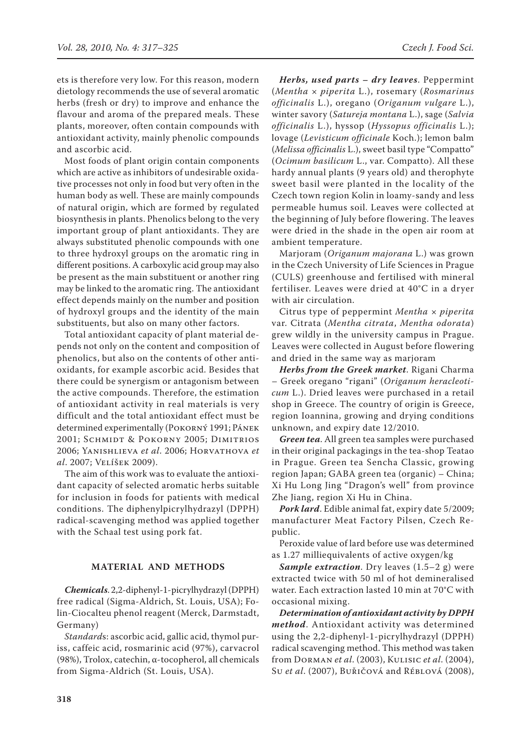ets is therefore very low. For this reason, modern dietology recommends the use of several aromatic herbs (fresh or dry) to improve and enhance the flavour and aroma of the prepared meals. These plants, moreover, often contain compounds with antioxidant activity, mainly phenolic compounds and ascorbic acid.

Most foods of plant origin contain components which are active as inhibitors of undesirable oxidative processes not only in food but very often in the human body as well. These are mainly compounds of natural origin, which are formed by regulated biosynthesis in plants. Phenolics belong to the very important group of plant antioxidants. They are always substituted phenolic compounds with one to three hydroxyl groups on the aromatic ring in different positions. A carboxylic acid group may also be present as the main substituent or another ring may be linked to the aromatic ring. The antioxidant effect depends mainly on the number and position of hydroxyl groups and the identity of the main substituents, but also on many other factors.

Total antioxidant capacity of plant material depends not only on the content and composition of phenolics, but also on the contents of other antioxidants, for example ascorbic acid. Besides that there could be synergism or antagonism between the active compounds. Therefore, the estimation of antioxidant activity in real materials is very difficult and the total antioxidant effect must be determined experimentally (Pokorný 1991; Pánek 2001; Schmidt & Pokorny 2005; Dimitrios 2006; Yanishlieva *et al*. 2006; Horvathova *et al*. 2007; Velíšek 2009).

The aim of this work was to evaluate the antioxidant capacity of selected aromatic herbs suitable for inclusion in foods for patients with medical conditions. The diphenylpicrylhydrazyl (DPPH) radical-scavenging method was applied together with the Schaal test using pork fat.

## MATERIAL AND METHODS

***Chemicals***. 2,2-diphenyl-1-picrylhydrazyl (DPPH) free radical (Sigma-Aldrich, St. Louis, USA); Folin-Ciocalteu phenol reagent (Merck, Darmstadt, Germany)

*Standard*s: ascorbic acid, gallic acid, thymol puriss, caffeic acid, rosmarinic acid (97%), carvacrol (98%), Trolox, catechin, α-tocopherol, all chemicals from Sigma-Aldrich (St. Louis, USA).

***Herbs, used parts – dry leaves***. Peppermint (*Mentha × piperita* L.), rosemary (*Rosmarinus officinalis* L.), oregano (*Origanum vulgare* L.), winter savory (*Satureja montana* L.), sage (*Salvia officinalis* L.), hyssop (*Hyssopus officinalis* L.); lovage (*Levisticum officinale* Koch.); lemon balm (*Melissa officinalis* L.), sweet basil type "Compatto" (*Ocimum basilicum* L., var. Compatto). All these hardy annual plants (9 years old) and therophyte sweet basil were planted in the locality of the Czech town region Kolin in loamy-sandy and less permeable humus soil. Leaves were collected at the beginning of July before flowering. The leaves were dried in the shade in the open air room at ambient temperature.

Marjoram (*Origanum majorana* L.) was grown in the Czech University of Life Sciences in Prague (CULS) greenhouse and fertilised with mineral fertiliser. Leaves were dried at 40°C in a dryer with air circulation.

Citrus type of peppermint *Mentha × piperita* var. Citrata (*Mentha citrata*, *Mentha odorata*) grew wildly in the university campus in Prague. Leaves were collected in August before flowering and dried in the same way as marjoram

***Herbs from the Greek market***. Rigani Charma – Greek oregano "rigani" (*Origanum heracleoticum* L.). Dried leaves were purchased in a retail shop in Greece. The country of origin is Greece, region Ioannina, growing and drying conditions unknown, and expiry date 12/2010.

***Green tea***. All green tea samples were purchased in their original packagings in the tea-shop Teatao in Prague. Green tea Sencha Classic, growing region Japan; GABA green tea (organic) – China; Xi Hu Long Jing "Dragon's well" from province Zhe Jiang, region Xi Hu in China.

***Pork lard***. Edible animal fat, expiry date 5/2009; manufacturer Meat Factory Pilsen, Czech Republic.

Peroxide value of lard before use was determined as 1.27 milliequivalents of active oxygen/kg

***Sample extraction***. Dry leaves (1.5–2 g) were extracted twice with 50 ml of hot demineralised water. Each extraction lasted 10 min at 70°C with occasional mixing.

***Determination of antioxidant activity by DPPH method***. Antioxidant activity was determined using the 2,2-diphenyl-1-picrylhydrazyl (DPPH) radical scavenging method. This method was taken from Dorman *et al*. (2003), Kulisic *et al*. (2004), Su *et al*. (2007), Buřičová and Réblová (2008),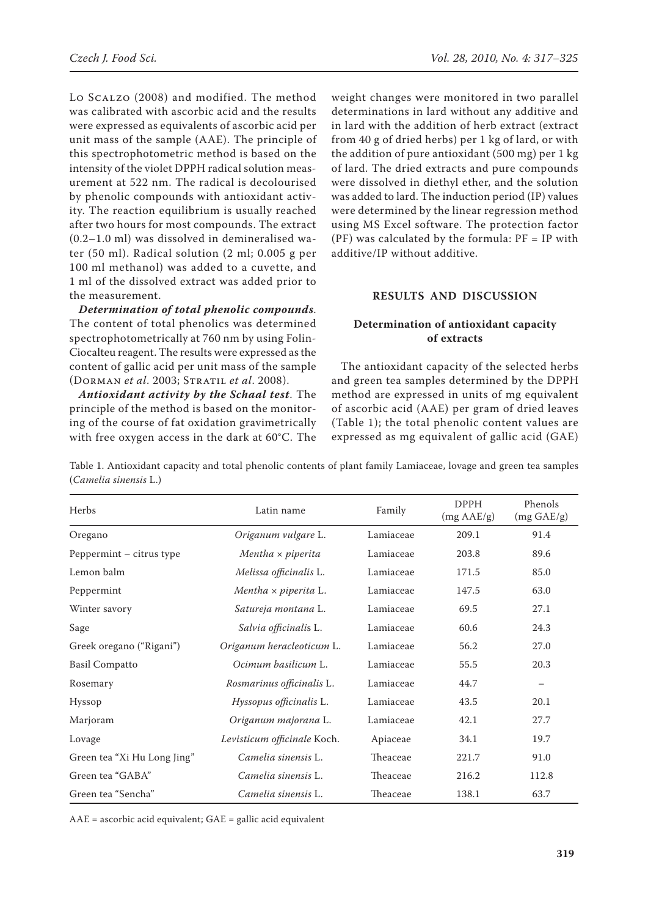Lo Scalzo (2008) and modified. The method was calibrated with ascorbic acid and the results were expressed as equivalents of ascorbic acid per unit mass of the sample (AAE). The principle of this spectrophotometric method is based on the intensity of the violet DPPH radical solution measurement at 522 nm. The radical is decolourised by phenolic compounds with antioxidant activity. The reaction equilibrium is usually reached after two hours for most compounds. The extract (0.2–1.0 ml) was dissolved in demineralised water (50 ml). Radical solution (2 ml; 0.005 g per 100 ml methanol) was added to a cuvette, and 1 ml of the dissolved extract was added prior to the measurement.

***Determination of total phenolic compounds*.** The content of total phenolics was determined spectrophotometrically at 760 nm by using Folin-Ciocalteu reagent. The results were expressed as the content of gallic acid per unit mass of the sample (Dorman *et al*. 2003; Stratil *et al*. 2008).

***Antioxidant activity by the Schaal test*.** The principle of the method is based on the monitoring of the course of fat oxidation gravimetrically with free oxygen access in the dark at 60°C. The weight changes were monitored in two parallel determinations in lard without any additive and in lard with the addition of herb extract (extract from 40 g of dried herbs) per 1 kg of lard, or with the addition of pure antioxidant (500 mg) per 1 kg of lard. The dried extracts and pure compounds were dissolved in diethyl ether, and the solution was added to lard. The induction period (IP) values were determined by the linear regression method using MS Excel software. The protection factor (PF) was calculated by the formula: PF = IP with additive/IP without additive.

## RESULTS AND DISCUSSION

### Determination of antioxidant capacity of extracts

The antioxidant capacity of the selected herbs and green tea samples determined by the DPPH method are expressed in units of mg equivalent of ascorbic acid (AAE) per gram of dried leaves (Table 1); the total phenolic content values are expressed as mg equivalent of gallic acid (GAE)

Table 1. Antioxidant capacity and total phenolic contents of plant family Lamiaceae, lovage and green tea samples (*Camelia sinensis* L.)

| Herbs | Latin name | Family | DPPH (mg AAE/g) | Phenols (mg GAE/g) |
|---|---|---|---|---|
| Oregano | *Origanum vulgare* L. | Lamiaceae | 209.1 | 91.4 |
| Peppermint – citrus type | *Mentha × piperita* | Lamiaceae | 203.8 | 89.6 |
| Lemon balm | *Melissa officinalis* L. | Lamiaceae | 171.5 | 85.0 |
| Peppermint | *Mentha × piperita* L. | Lamiaceae | 147.5 | 63.0 |
| Winter savory | *Satureja montana* L. | Lamiaceae | 69.5 | 27.1 |
| Sage | *Salvia officinalis* L. | Lamiaceae | 60.6 | 24.3 |
| Greek oregano ("Rigani") | *Origanum heracleoticum* L. | Lamiaceae | 56.2 | 27.0 |
| Basil Compatto | *Ocimum basilicum* L. | Lamiaceae | 55.5 | 20.3 |
| Rosemary | *Rosmarinus officinalis* L. | Lamiaceae | 44.7 | – |
| Hyssop | *Hyssopus officinalis* L. | Lamiaceae | 43.5 | 20.1 |
| Marjoram | *Origanum majorana* L. | Lamiaceae | 42.1 | 27.7 |
| Lovage | *Levisticum officinale* Koch. | Apiaceae | 34.1 | 19.7 |
| Green tea "Xi Hu Long Jing" | *Camelia sinensis* L. | Theaceae | 221.7 | 91.0 |
| Green tea "GABA" | *Camelia sinensis* L. | Theaceae | 216.2 | 112.8 |
| Green tea "Sencha" | *Camelia sinensis* L. | Theaceae | 138.1 | 63.7 |

AAE = ascorbic acid equivalent; GAE = gallic acid equivalent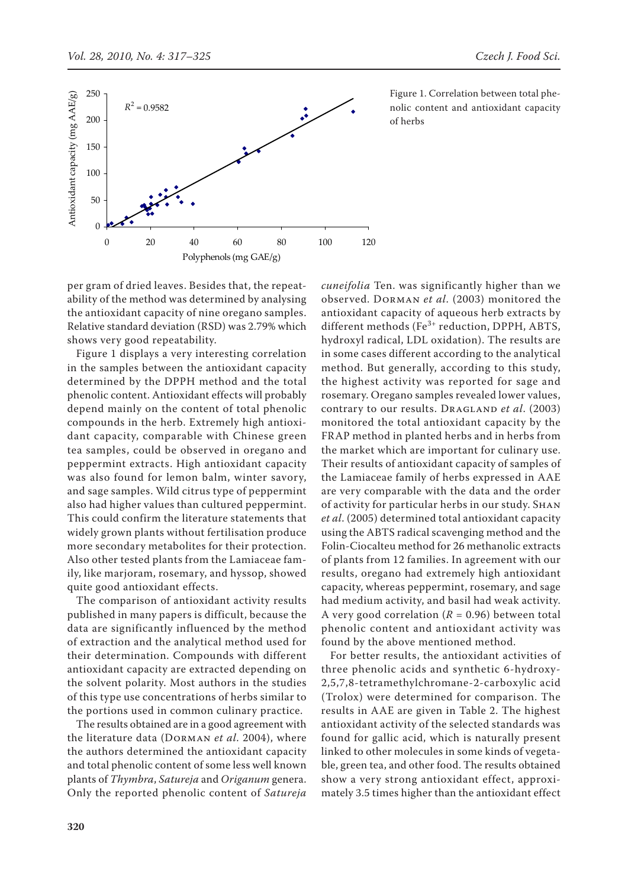$R^2 = 0.9582$

Antioxidant capacity (mg AAE/g)

250
200
150
100
50
0

0 20 40 60 80 100 120

Polyphenols (mg GAE/g)

Figure 1. Correlation between total phenolic content and antioxidant capacity of herbs

per gram of dried leaves. Besides that, the repeatability of the method was determined by analysing the antioxidant capacity of nine oregano samples. Relative standard deviation (RSD) was 2.79% which shows very good repeatability.

Figure 1 displays a very interesting correlation in the samples between the antioxidant capacity determined by the DPPH method and the total phenolic content. Antioxidant effects will probably depend mainly on the content of total phenolic compounds in the herb. Extremely high antioxidant capacity, comparable with Chinese green tea samples, could be observed in oregano and peppermint extracts. High antioxidant capacity was also found for lemon balm, winter savory, and sage samples. Wild citrus type of peppermint also had higher values than cultured peppermint. This could confirm the literature statements that widely grown plants without fertilisation produce more secondary metabolites for their protection. Also other tested plants from the Lamiaceae family, like marjoram, rosemary, and hyssop, showed quite good antioxidant effects.

The comparison of antioxidant activity results published in many papers is difficult, because the data are significantly influenced by the method of extraction and the analytical method used for their determination. Compounds with different antioxidant capacity are extracted depending on the solvent polarity. Most authors in the studies of this type use concentrations of herbs similar to the portions used in common culinary practice.

The results obtained are in a good agreement with the literature data (Dorman *et al*. 2004), where the authors determined the antioxidant capacity and total phenolic content of some less well known plants of *Thymbra*, *Satureja* and *Origanum* genera. Only the reported phenolic content of *Satureja cuneifolia* Ten. was significantly higher than we observed. Dorman *et al*. (2003) monitored the antioxidant capacity of aqueous herb extracts by different methods ($Fe^{3+}$ reduction, DPPH, ABTS, hydroxyl radical, LDL oxidation). The results are in some cases different according to the analytical method. But generally, according to this study, the highest activity was reported for sage and rosemary. Oregano samples revealed lower values, contrary to our results. Dragland *et al*. (2003) monitored the total antioxidant capacity by the FRAP method in planted herbs and in herbs from the market which are important for culinary use. Their results of antioxidant capacity of samples of the Lamiaceae family of herbs expressed in AAE are very comparable with the data and the order of activity for particular herbs in our study. Shan *et al*. (2005) determined total antioxidant capacity using the ABTS radical scavenging method and the Folin-Ciocalteu method for 26 methanolic extracts of plants from 12 families. In agreement with our results, oregano had extremely high antioxidant capacity, whereas peppermint, rosemary, and sage had medium activity, and basil had weak activity. A very good correlation ($R = 0.96$) between total phenolic content and antioxidant activity was found by the above mentioned method.

For better results, the antioxidant activities of three phenolic acids and synthetic 6-hydroxy-2,5,7,8-tetramethylchromane-2-carboxylic acid (Trolox) were determined for comparison. The results in AAE are given in Table 2. The highest antioxidant activity of the selected standards was found for gallic acid, which is naturally present linked to other molecules in some kinds of vegetable, green tea, and other food. The results obtained show a very strong antioxidant effect, approximately 3.5 times higher than the antioxidant effect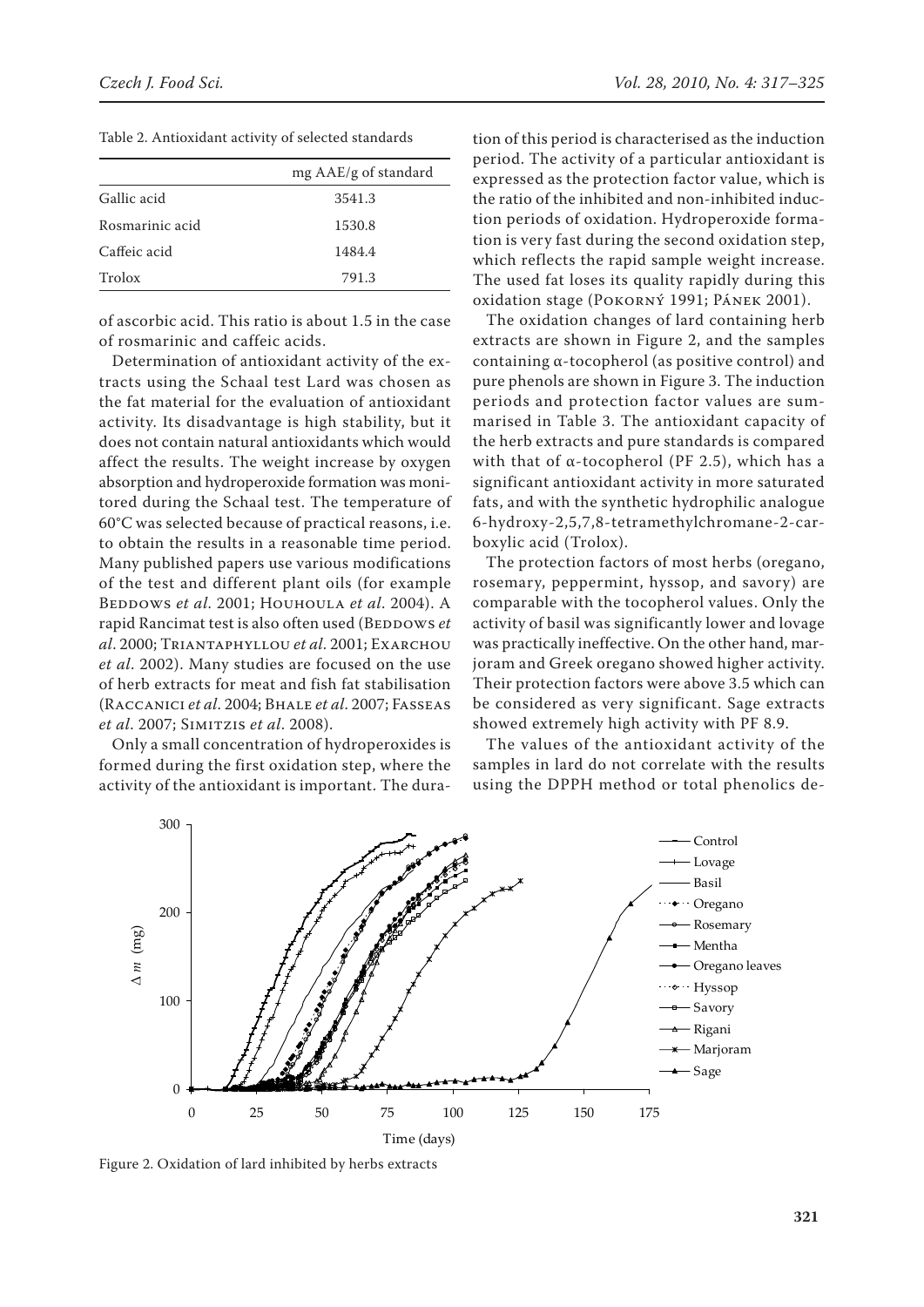Table 2. Antioxidant activity of selected standards

| | mg AAE/g of standard |
|---|---|
| Gallic acid | 3541.3 |
| Rosmarinic acid | 1530.8 |
| Caffeic acid | 1484.4 |
| Trolox | 791.3 |

of ascorbic acid. This ratio is about 1.5 in the case of rosmarinic and caffeic acids.

Determination of antioxidant activity of the extracts using the Schaal test Lard was chosen as the fat material for the evaluation of antioxidant activity. Its disadvantage is high stability, but it does not contain natural antioxidants which would affect the results. The weight increase by oxygen absorption and hydroperoxide formation was monitored during the Schaal test. The temperature of 60°C was selected because of practical reasons, i.e. to obtain the results in a reasonable time period. Many published papers use various modifications of the test and different plant oils (for example Beddows *et al*. 2001; Houhoula *et al*. 2004). A rapid Rancimat test is also often used (Beddows *et al*. 2000; Triantaphyllou *et al*. 2001; Exarchou *et al*. 2002). Many studies are focused on the use of herb extracts for meat and fish fat stabilisation (Raccanici *et al*. 2004; Bhale *et al*. 2007; Fasseas *et al*. 2007; Simitzis *et al*. 2008).

Only a small concentration of hydroperoxides is formed during the first oxidation step, where the activity of the antioxidant is important. The duration of this period is characterised as the induction period. The activity of a particular antioxidant is expressed as the protection factor value, which is the ratio of the inhibited and non-inhibited induction periods of oxidation. Hydroperoxide formation is very fast during the second oxidation step, which reflects the rapid sample weight increase. The used fat loses its quality rapidly during this oxidation stage (Pokorný 1991; Pánek 2001).

The oxidation changes of lard containing herb extracts are shown in Figure 2, and the samples containing α-tocopherol (as positive control) and pure phenols are shown in Figure 3. The induction periods and protection factor values are summarised in Table 3. The antioxidant capacity of the herb extracts and pure standards is compared with that of α-tocopherol (PF 2.5), which has a significant antioxidant activity in more saturated fats, and with the synthetic hydrophilic analogue 6-hydroxy-2,5,7,8-tetramethylchromane-2-carboxylic acid (Trolox).

The protection factors of most herbs (oregano, rosemary, peppermint, hyssop, and savory) are comparable with the tocopherol values. Only the activity of basil was significantly lower and lovage was practically ineffective. On the other hand, marjoram and Greek oregano showed higher activity. Their protection factors were above 3.5 which can be considered as very significant. Sage extracts showed extremely high activity with PF 8.9.

The values of the antioxidant activity of the samples in lard do not correlate with the results using the DPPH method or total phenolics de-

Figure 2. Oxidation of lard inhibited by herbs extracts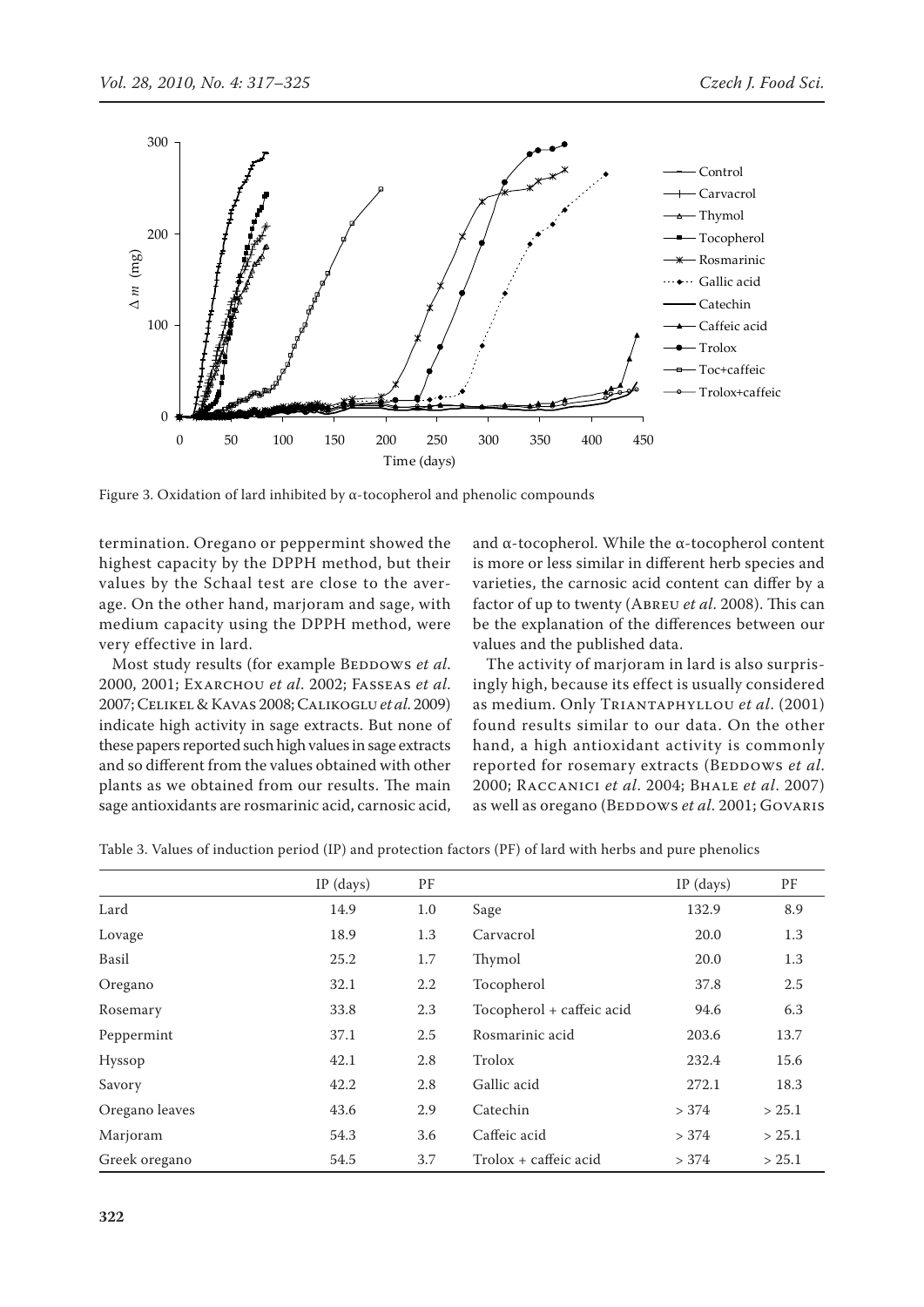Figure 3. Oxidation of lard inhibited by α-tocopherol and phenolic compounds

termination. Oregano or peppermint showed the highest capacity by the DPPH method, but their values by the Schaal test are close to the average. On the other hand, marjoram and sage, with medium capacity using the DPPH method, were very effective in lard.

Most study results (for example Beddows *et al.* 2000, 2001; Exarchou *et al.* 2002; Fasseas *et al.* 2007; Celikel & Kavas 2008; Calikoglu *et al.* 2009) indicate high activity in sage extracts. But none of these papers reported such high values in sage extracts and so different from the values obtained with other plants as we obtained from our results. The main sage antioxidants are rosmarinic acid, carnosic acid, and α-tocopherol. While the α-tocopherol content is more or less similar in different herb species and varieties, the carnosic acid content can differ by a factor of up to twenty (Abreu *et al.* 2008). This can be the explanation of the differences between our values and the published data.

The activity of marjoram in lard is also surprisingly high, because its effect is usually considered as medium. Only Triantaphyllou *et al.* (2001) found results similar to our data. On the other hand, a high antioxidant activity is commonly reported for rosemary extracts (Beddows *et al.* 2000; Raccanici *et al.* 2004; Bhale *et al.* 2007) as well as oregano (Beddows *et al.* 2001; Govaris

Table 3. Values of induction period (IP) and protection factors (PF) of lard with herbs and pure phenolics

| | IP (days) | PF | | IP (days) | PF |
|---|---|---|---|---|---|
| Lard | 14.9 | 1.0 | Sage | 132.9 | 8.9 |
| Lovage | 18.9 | 1.3 | Carvacrol | 20.0 | 1.3 |
| Basil | 25.2 | 1.7 | Thymol | 20.0 | 1.3 |
| Oregano | 32.1 | 2.2 | Tocopherol | 37.8 | 2.5 |
| Rosemary | 33.8 | 2.3 | Tocopherol + caffeic acid | 94.6 | 6.3 |
| Peppermint | 37.1 | 2.5 | Rosmarinic acid | 203.6 | 13.7 |
| Hyssop | 42.1 | 2.8 | Trolox | 232.4 | 15.6 |
| Savory | 42.2 | 2.8 | Gallic acid | 272.1 | 18.3 |
| Oregano leaves | 43.6 | 2.9 | Catechin | > 374 | > 25.1 |
| Marjoram | 54.3 | 3.6 | Caffeic acid | > 374 | > 25.1 |
| Greek oregano | 54.5 | 3.7 | Trolox + caffeic acid | > 374 | > 25.1 |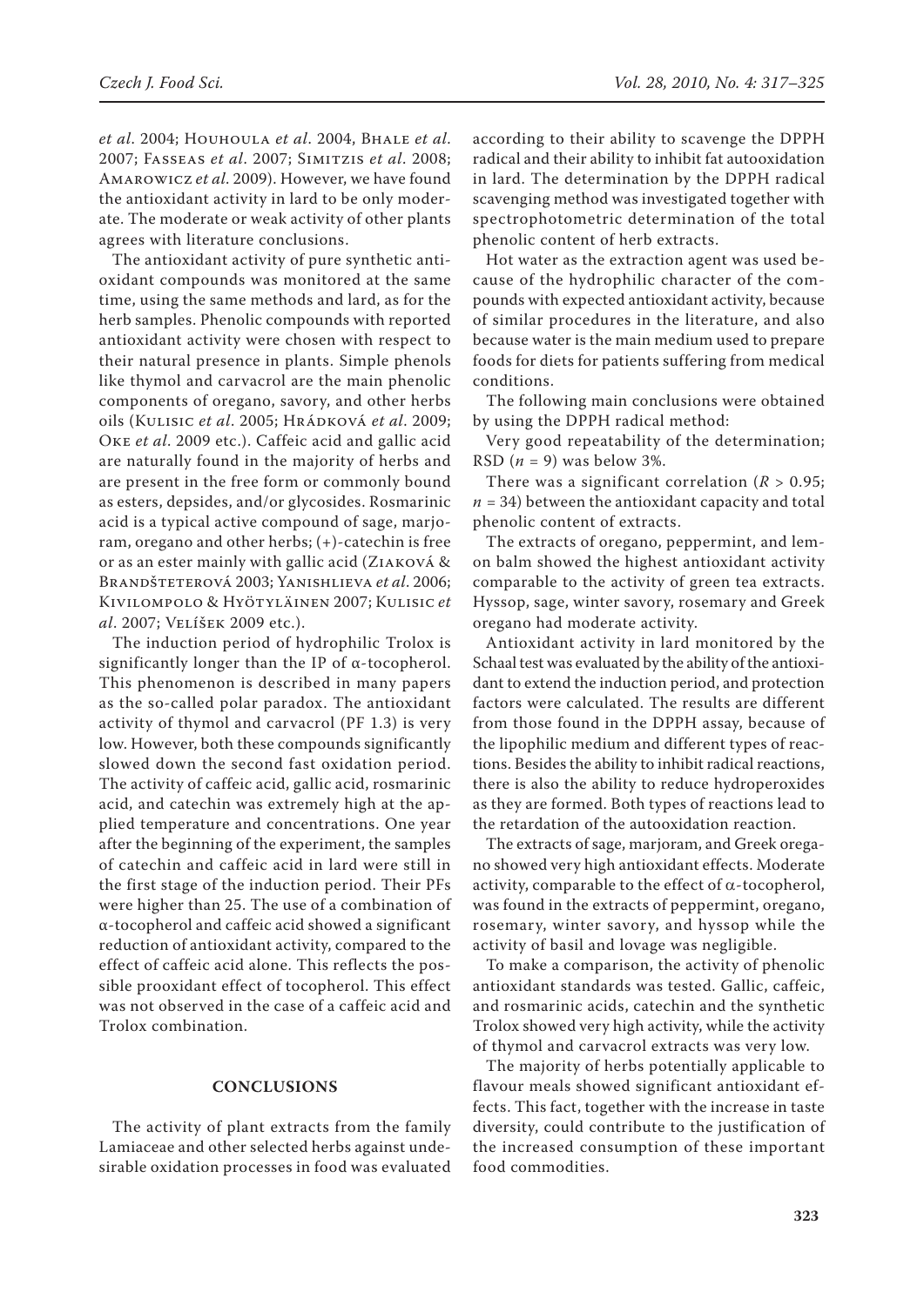*et al*. 2004; Houhoula *et al*. 2004, Bhale *et al*. 2007; Fasseas *et al*. 2007; Simitzis *et al*. 2008; Amarowicz *et al*. 2009). However, we have found the antioxidant activity in lard to be only moderate. The moderate or weak activity of other plants agrees with literature conclusions.

The antioxidant activity of pure synthetic antioxidant compounds was monitored at the same time, using the same methods and lard, as for the herb samples. Phenolic compounds with reported antioxidant activity were chosen with respect to their natural presence in plants. Simple phenols like thymol and carvacrol are the main phenolic components of oregano, savory, and other herbs oils (Kulisic *et al*. 2005; Hrádková *et al*. 2009; Oke *et al*. 2009 etc.). Caffeic acid and gallic acid are naturally found in the majority of herbs and are present in the free form or commonly bound as esters, depsides, and/or glycosides. Rosmarinic acid is a typical active compound of sage, marjoram, oregano and other herbs; (+)-catechin is free or as an ester mainly with gallic acid (Ziaková & Brandšteterová 2003; Yanishlieva *et al*. 2006; Kivilompolo & Hyötyläinen 2007; Kulisic *et al*. 2007; Velíšek 2009 etc.).

The induction period of hydrophilic Trolox is significantly longer than the IP of α-tocopherol. This phenomenon is described in many papers as the so-called polar paradox. The antioxidant activity of thymol and carvacrol (PF 1.3) is very low. However, both these compounds significantly slowed down the second fast oxidation period. The activity of caffeic acid, gallic acid, rosmarinic acid, and catechin was extremely high at the applied temperature and concentrations. One year after the beginning of the experiment, the samples of catechin and caffeic acid in lard were still in the first stage of the induction period. Their PFs were higher than 25. The use of a combination of α-tocopherol and caffeic acid showed a significant reduction of antioxidant activity, compared to the effect of caffeic acid alone. This reflects the possible prooxidant effect of tocopherol. This effect was not observed in the case of a caffeic acid and Trolox combination.

## CONCLUSIONS

The activity of plant extracts from the family Lamiaceae and other selected herbs against undesirable oxidation processes in food was evaluated according to their ability to scavenge the DPPH radical and their ability to inhibit fat autooxidation in lard. The determination by the DPPH radical scavenging method was investigated together with spectrophotometric determination of the total phenolic content of herb extracts.

Hot water as the extraction agent was used because of the hydrophilic character of the compounds with expected antioxidant activity, because of similar procedures in the literature, and also because water is the main medium used to prepare foods for diets for patients suffering from medical conditions.

The following main conclusions were obtained by using the DPPH radical method:

Very good repeatability of the determination; RSD ($n = 9$) was below 3%.

There was a significant correlation ($R > 0.95$; $n = 34$) between the antioxidant capacity and total phenolic content of extracts.

The extracts of oregano, peppermint, and lemon balm showed the highest antioxidant activity comparable to the activity of green tea extracts. Hyssop, sage, winter savory, rosemary and Greek oregano had moderate activity.

Antioxidant activity in lard monitored by the Schaal test was evaluated by the ability of the antioxidant to extend the induction period, and protection factors were calculated. The results are different from those found in the DPPH assay, because of the lipophilic medium and different types of reactions. Besides the ability to inhibit radical reactions, there is also the ability to reduce hydroperoxides as they are formed. Both types of reactions lead to the retardation of the autooxidation reaction.

The extracts of sage, marjoram, and Greek oregano showed very high antioxidant effects. Moderate activity, comparable to the effect of α-tocopherol, was found in the extracts of peppermint, oregano, rosemary, winter savory, and hyssop while the activity of basil and lovage was negligible.

To make a comparison, the activity of phenolic antioxidant standards was tested. Gallic, caffeic, and rosmarinic acids, catechin and the synthetic Trolox showed very high activity, while the activity of thymol and carvacrol extracts was very low.

The majority of herbs potentially applicable to flavour meals showed significant antioxidant effects. This fact, together with the increase in taste diversity, could contribute to the justification of the increased consumption of these important food commodities.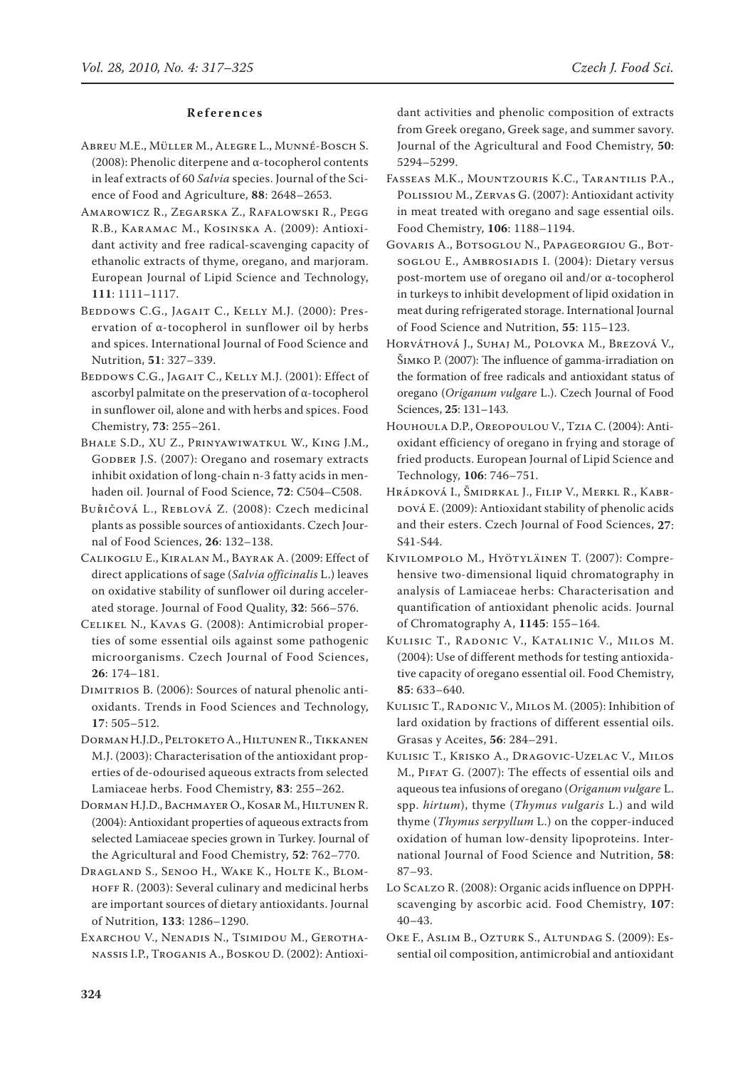## References

Abreu M.E., Müller M., Alegre L., Munné-Bosch S. (2008): Phenolic diterpene and α-tocopherol contents in leaf extracts of 60 *Salvia* species. Journal of the Science of Food and Agriculture, **88**: 2648–2653.

Amarowicz R., Zegarska Z., Rafalowski R., Pegg R.B., Karamac M., Kosinska A. (2009): Antioxidant activity and free radical-scavenging capacity of ethanolic extracts of thyme, oregano, and marjoram. European Journal of Lipid Science and Technology, **111**: 1111–1117.

Beddows C.G., Jagait C., Kelly M.J. (2000): Preservation of α-tocopherol in sunflower oil by herbs and spices. International Journal of Food Science and Nutrition, **51**: 327–339.

Beddows C.G., Jagait C., Kelly M.J. (2001): Effect of ascorbyl palmitate on the preservation of α-tocopherol in sunflower oil, alone and with herbs and spices. Food Chemistry, **73**: 255–261.

Bhale S.D., XU Z., Prinyawiwatkul W., King J.M., Godber J.S. (2007): Oregano and rosemary extracts inhibit oxidation of long-chain n-3 fatty acids in menhaden oil. Journal of Food Science, **72**: C504–C508.

Buřičová L., Reblová Z. (2008): Czech medicinal plants as possible sources of antioxidants. Czech Journal of Food Sciences, **26**: 132–138.

Calikoglu E., Kiralan M., Bayrak A. (2009: Effect of direct applications of sage (*Salvia officinalis* L.) leaves on oxidative stability of sunflower oil during accelerated storage. Journal of Food Quality, **32**: 566–576.

Celikel N., Kavas G. (2008): Antimicrobial properties of some essential oils against some pathogenic microorganisms. Czech Journal of Food Sciences, **26**: 174–181.

Dimitrios B. (2006): Sources of natural phenolic antioxidants. Trends in Food Sciences and Technology, **17**: 505–512.

Dorman H.J.D., Peltoketo A., Hiltunen R., Tikkanen M.J. (2003): Characterisation of the antioxidant properties of de-odourised aqueous extracts from selected Lamiaceae herbs. Food Chemistry, **83**: 255–262.

Dorman H.J.D., Bachmayer O., Kosar M., Hiltunen R. (2004): Antioxidant properties of aqueous extracts from selected Lamiaceae species grown in Turkey. Journal of the Agricultural and Food Chemistry, **52**: 762–770.

Dragland S., Senoo H., Wake K., Holte K., Blomhoff R. (2003): Several culinary and medicinal herbs are important sources of dietary antioxidants. Journal of Nutrition, **133**: 1286–1290.

Exarchou V., Nenadis N., Tsimidou M., Gerothanassis I.P., Troganis A., Boskou D. (2002): Antioxidant activities and phenolic composition of extracts from Greek oregano, Greek sage, and summer savory. Journal of the Agricultural and Food Chemistry, **50**: 5294–5299.

Fasseas M.K., Mountzouris K.C., Tarantilis P.A., Polissiou M., Zervas G. (2007): Antioxidant activity in meat treated with oregano and sage essential oils. Food Chemistry, **106**: 1188–1194.

Govaris A., Botsoglou N., Papageorgiou G., Botsoglou E., Ambrosiadis I. (2004): Dietary versus post-mortem use of oregano oil and/or α-tocopherol in turkeys to inhibit development of lipid oxidation in meat during refrigerated storage. International Journal of Food Science and Nutrition, **55**: 115–123.

Horváthová J., Suhaj M., Polovka M., Brezová V., Šimko P. (2007): The influence of gamma-irradiation on the formation of free radicals and antioxidant status of oregano (*Origanum vulgare* L.). Czech Journal of Food Sciences, **25**: 131–143.

Houhoula D.P., Oreopoulou V., Tzia C. (2004): Antioxidant efficiency of oregano in frying and storage of fried products. European Journal of Lipid Science and Technology, **106**: 746–751.

Hrádková I., Šmidrkal J., Filip V., Merkl R., Kabrdová E. (2009): Antioxidant stability of phenolic acids and their esters. Czech Journal of Food Sciences, **27**: S41-S44.

Kivilompolo M., Hyötyläinen T. (2007): Comprehensive two-dimensional liquid chromatography in analysis of Lamiaceae herbs: Characterisation and quantification of antioxidant phenolic acids. Journal of Chromatography A, **1145**: 155–164.

Kulisic T., Radonic V., Katalinic V., Milos M. (2004): Use of different methods for testing antioxidative capacity of oregano essential oil. Food Chemistry, **85**: 633–640.

Kulisic T., Radonic V., Milos M. (2005): Inhibition of lard oxidation by fractions of different essential oils. Grasas y Aceites, **56**: 284–291.

Kulisic T., Krisko A., Dragovic-Uzelac V., Milos M., Pifat G. (2007): The effects of essential oils and aqueous tea infusions of oregano (*Origanum vulgare* L. spp. *hirtum*), thyme (*Thymus vulgaris* L.) and wild thyme (*Thymus serpyllum* L.) on the copper-induced oxidation of human low-density lipoproteins. International Journal of Food Science and Nutrition, **58**: 87–93.

Lo Scalzo R. (2008): Organic acids influence on DPPH· scavenging by ascorbic acid. Food Chemistry, **107**: 40–43.

Oke F., Aslim B., Ozturk S., Altundag S. (2009): Essential oil composition, antimicrobial and antioxidant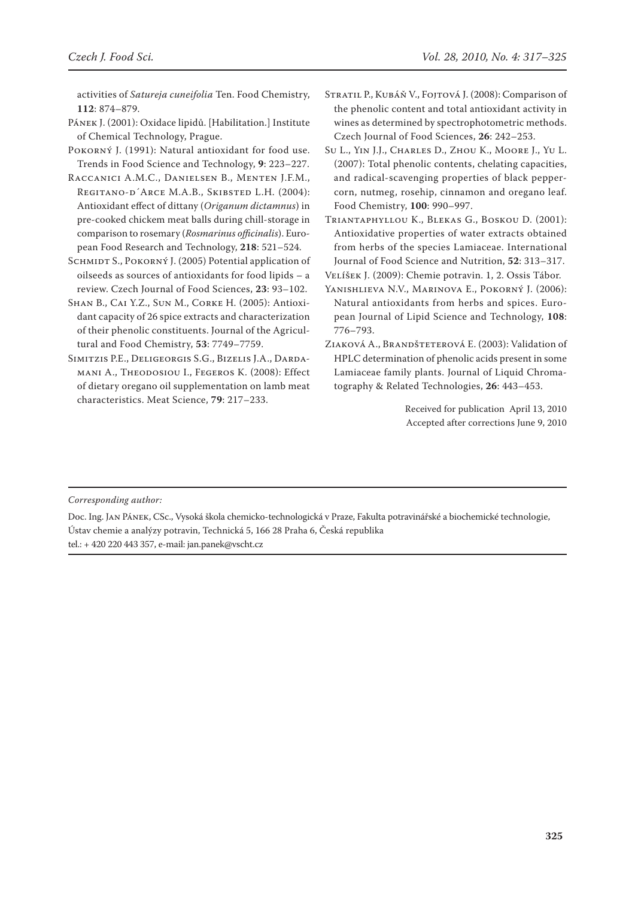activities of *Satureja cuneifolia* Ten. Food Chemistry, **112**: 874–879.

Pánek J. (2001): Oxidace lipidů. [Habilitation.] Institute of Chemical Technology, Prague.

Pokorný J. (1991): Natural antioxidant for food use. Trends in Food Science and Technology, **9**: 223–227.

Raccanici A.M.C., Danielsen B., Menten J.F.M., Regitano-d´Arce M.A.B., Skibsted L.H. (2004): Antioxidant effect of dittany (*Origanum dictamnus*) in pre-cooked chickem meat balls during chill-storage in comparison to rosemary (*Rosmarinus officinalis*). European Food Research and Technology, **218**: 521–524.

Schmidt S., Pokorný J. (2005) Potential application of oilseeds as sources of antioxidants for food lipids – a review. Czech Journal of Food Sciences, **23**: 93–102.

Shan B., Cai Y.Z., Sun M., Corke H. (2005): Antioxidant capacity of 26 spice extracts and characterization of their phenolic constituents. Journal of the Agricultural and Food Chemistry, **53**: 7749–7759.

Simitzis P.E., Deligeorgis S.G., Bizelis J.A., Dardamani A., Theodosiou I., Fegeros K. (2008): Effect of dietary oregano oil supplementation on lamb meat characteristics. Meat Science, **79**: 217–233.

Stratil P., Kubáň V., Fojtová J. (2008): Comparison of the phenolic content and total antioxidant activity in wines as determined by spectrophotometric methods. Czech Journal of Food Sciences, **26**: 242–253.

Su L., Yin J.J., Charles D., Zhou K., Moore J., Yu L. (2007): Total phenolic contents, chelating capacities, and radical-scavenging properties of black peppercorn, nutmeg, rosehip, cinnamon and oregano leaf. Food Chemistry, **100**: 990–997.

Triantaphyllou K., Blekas G., Boskou D. (2001): Antioxidative properties of water extracts obtained from herbs of the species Lamiaceae. International Journal of Food Science and Nutrition, **52**: 313–317.

Velíšek J. (2009): Chemie potravin. 1, 2. Ossis Tábor.

Yanishlieva N.V., Marinova E., Pokorný J. (2006): Natural antioxidants from herbs and spices. European Journal of Lipid Science and Technology, **108**: 776–793.

Ziaková A., Brandšteterová E. (2003): Validation of HPLC determination of phenolic acids present in some Lamiaceae family plants. Journal of Liquid Chromatography & Related Technologies, **26**: 443–453.

Received for publication April 13, 2010
Accepted after corrections June 9, 2010

*Corresponding author:*

Doc. Ing. Jan Pánek, CSc., Vysoká škola chemicko-technologická v Praze, Fakulta potravinářské a biochemické technologie, Ústav chemie a analýzy potravin, Technická 5, 166 28 Praha 6, Česká republika
tel.: + 420 220 443 357, e-mail: jan.panek@vscht.cz